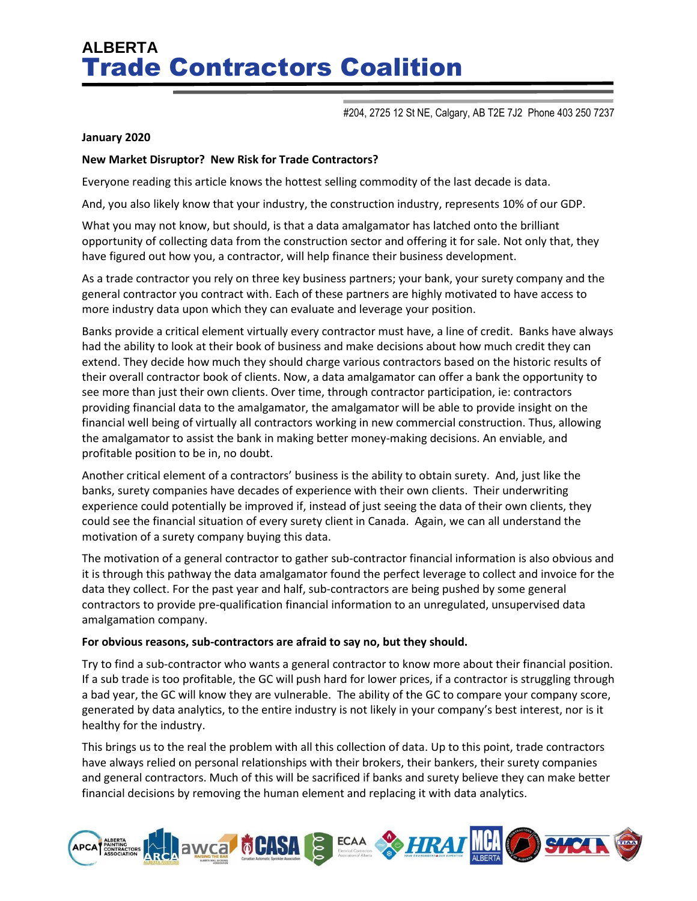# ALBERTA
# Trade Contractors Coalition

#204, 2725 12 St NE, Calgary, AB T2E 7J2 Phone 403 250 7237

**January 2020**

**New Market Disruptor? New Risk for Trade Contractors?**

Everyone reading this article knows the hottest selling commodity of the last decade is data.

And, you also likely know that your industry, the construction industry, represents 10% of our GDP.

What you may not know, but should, is that a data amalgamator has latched onto the brilliant opportunity of collecting data from the construction sector and offering it for sale. Not only that, they have figured out how you, a contractor, will help finance their business development.

As a trade contractor you rely on three key business partners; your bank, your surety company and the general contractor you contract with. Each of these partners are highly motivated to have access to more industry data upon which they can evaluate and leverage your position.

Banks provide a critical element virtually every contractor must have, a line of credit. Banks have always had the ability to look at their book of business and make decisions about how much credit they can extend. They decide how much they should charge various contractors based on the historic results of their overall contractor book of clients. Now, a data amalgamator can offer a bank the opportunity to see more than just their own clients. Over time, through contractor participation, ie: contractors providing financial data to the amalgamator, the amalgamator will be able to provide insight on the financial well being of virtually all contractors working in new commercial construction. Thus, allowing the amalgamator to assist the bank in making better money-making decisions. An enviable, and profitable position to be in, no doubt.

Another critical element of a contractors' business is the ability to obtain surety. And, just like the banks, surety companies have decades of experience with their own clients. Their underwriting experience could potentially be improved if, instead of just seeing the data of their own clients, they could see the financial situation of every surety client in Canada. Again, we can all understand the motivation of a surety company buying this data.

The motivation of a general contractor to gather sub-contractor financial information is also obvious and it is through this pathway the data amalgamator found the perfect leverage to collect and invoice for the data they collect. For the past year and half, sub-contractors are being pushed by some general contractors to provide pre-qualification financial information to an unregulated, unsupervised data amalgamation company.

**For obvious reasons, sub-contractors are afraid to say no, but they should.**

Try to find a sub-contractor who wants a general contractor to know more about their financial position. If a sub trade is too profitable, the GC will push hard for lower prices, if a contractor is struggling through a bad year, the GC will know they are vulnerable. The ability of the GC to compare your company score, generated by data analytics, to the entire industry is not likely in your company's best interest, nor is it healthy for the industry.

This brings us to the real the problem with all this collection of data. Up to this point, trade contractors have always relied on personal relationships with their brokers, their bankers, their surety companies and general contractors. Much of this will be sacrificed if banks and surety believe they can make better financial decisions by removing the human element and replacing it with data analytics.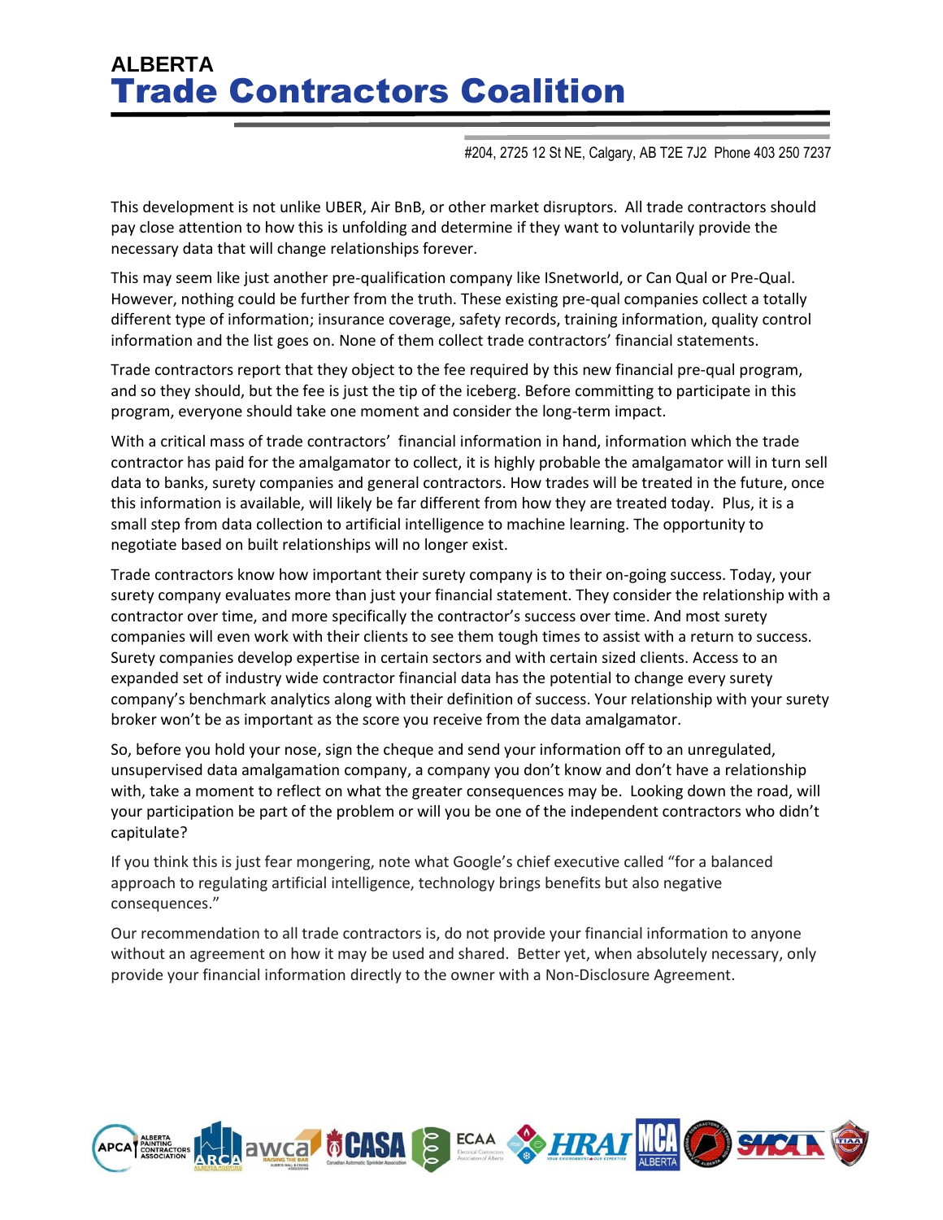# ALBERTA
# Trade Contractors Coalition

#204, 2725 12 St NE, Calgary, AB T2E 7J2 Phone 403 250 7237

This development is not unlike UBER, Air BnB, or other market disruptors. All trade contractors should pay close attention to how this is unfolding and determine if they want to voluntarily provide the necessary data that will change relationships forever.

This may seem like just another pre-qualification company like ISnetworld, or Can Qual or Pre-Qual. However, nothing could be further from the truth. These existing pre-qual companies collect a totally different type of information; insurance coverage, safety records, training information, quality control information and the list goes on. None of them collect trade contractors' financial statements.

Trade contractors report that they object to the fee required by this new financial pre-qual program, and so they should, but the fee is just the tip of the iceberg. Before committing to participate in this program, everyone should take one moment and consider the long-term impact.

With a critical mass of trade contractors' financial information in hand, information which the trade contractor has paid for the amalgamator to collect, it is highly probable the amalgamator will in turn sell data to banks, surety companies and general contractors. How trades will be treated in the future, once this information is available, will likely be far different from how they are treated today. Plus, it is a small step from data collection to artificial intelligence to machine learning. The opportunity to negotiate based on built relationships will no longer exist.

Trade contractors know how important their surety company is to their on-going success. Today, your surety company evaluates more than just your financial statement. They consider the relationship with a contractor over time, and more specifically the contractor's success over time. And most surety companies will even work with their clients to see them tough times to assist with a return to success. Surety companies develop expertise in certain sectors and with certain sized clients. Access to an expanded set of industry wide contractor financial data has the potential to change every surety company's benchmark analytics along with their definition of success. Your relationship with your surety broker won't be as important as the score you receive from the data amalgamator.

So, before you hold your nose, sign the cheque and send your information off to an unregulated, unsupervised data amalgamation company, a company you don't know and don't have a relationship with, take a moment to reflect on what the greater consequences may be. Looking down the road, will your participation be part of the problem or will you be one of the independent contractors who didn't capitulate?

If you think this is just fear mongering, note what Google's chief executive called "for a balanced approach to regulating artificial intelligence, technology brings benefits but also negative consequences."

Our recommendation to all trade contractors is, do not provide your financial information to anyone without an agreement on how it may be used and shared. Better yet, when absolutely necessary, only provide your financial information directly to the owner with a Non-Disclosure Agreement.

APCA ALBERTA PAINTING CONTRACTORS ASSOCIATION | ARCA | awca | CASA | ECAA | HRAI | MCA ALBERTA | SMCA | TIAA